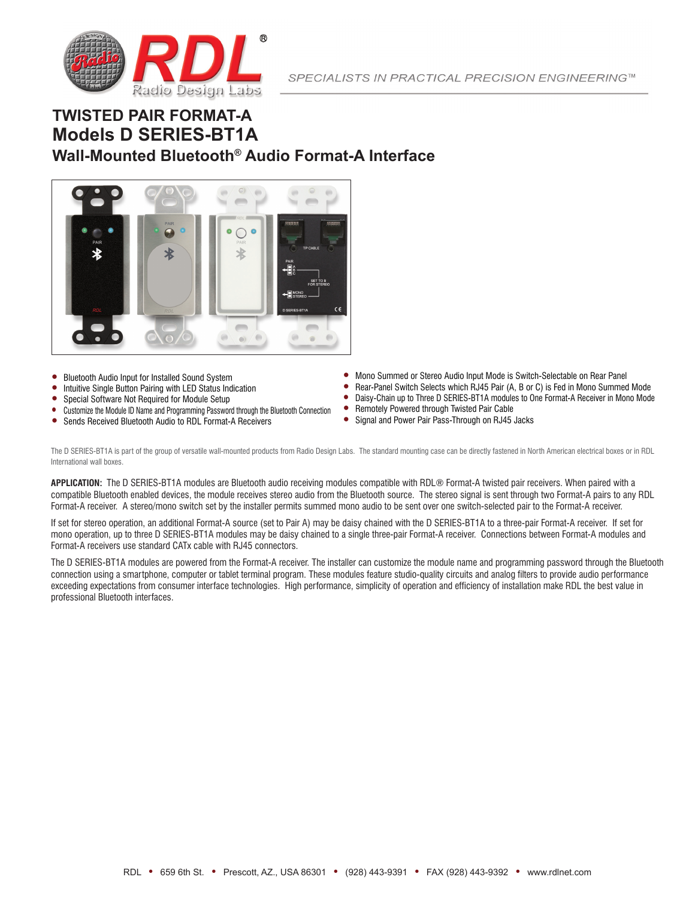# TWISTED PAIR FORMAT-A

## Models D SERIES-BT1A

### Wall-Mounted Bluetooth® Audio Format-A Interface

- Bluetooth Audio Input for Installed Sound System
- Intuitive Single Button Pairing with LED Status Indication
- Special Software Not Required for Module Setup
- Customize the Module ID Name and Programming Password through the Bluetooth Connection
- Sends Received Bluetooth Audio to RDL Format-A Receivers
- Mono Summed or Stereo Audio Input Mode is Switch-Selectable on Rear Panel
- Rear-Panel Switch Selects which RJ45 Pair (A, B or C) is Fed in Mono Summed Mode
- Daisy-Chain up to Three D SERIES-BT1A modules to One Format-A Receiver in Mono Mode
- Remotely Powered through Twisted Pair Cable
- Signal and Power Pair Pass-Through on RJ45 Jacks

The D SERIES-BT1A is part of the group of versatile wall-mounted products from Radio Design Labs. The standard mounting case can be directly fastened in North American electrical boxes or in RDL International wall boxes.

**APPLICATION:** The D SERIES-BT1A modules are Bluetooth audio receiving modules compatible with RDL® Format-A twisted pair receivers. When paired with a compatible Bluetooth enabled devices, the module receives stereo audio from the Bluetooth source. The stereo signal is sent through two Format-A pairs to any RDL Format-A receiver. A stereo/mono switch set by the installer permits summed mono audio to be sent over one switch-selected pair to the Format-A receiver.

If set for stereo operation, an additional Format-A source (set to Pair A) may be daisy chained with the D SERIES-BT1A to a three-pair Format-A receiver. If set for mono operation, up to three D SERIES-BT1A modules may be daisy chained to a single three-pair Format-A receiver. Connections between Format-A modules and Format-A receivers use standard CATx cable with RJ45 connectors.

The D SERIES-BT1A modules are powered from the Format-A receiver. The installer can customize the module name and programming password through the Bluetooth connection using a smartphone, computer or tablet terminal program. These modules feature studio-quality circuits and analog filters to provide audio performance exceeding expectations from consumer interface technologies. High performance, simplicity of operation and efficiency of installation make RDL the best value in professional Bluetooth interfaces.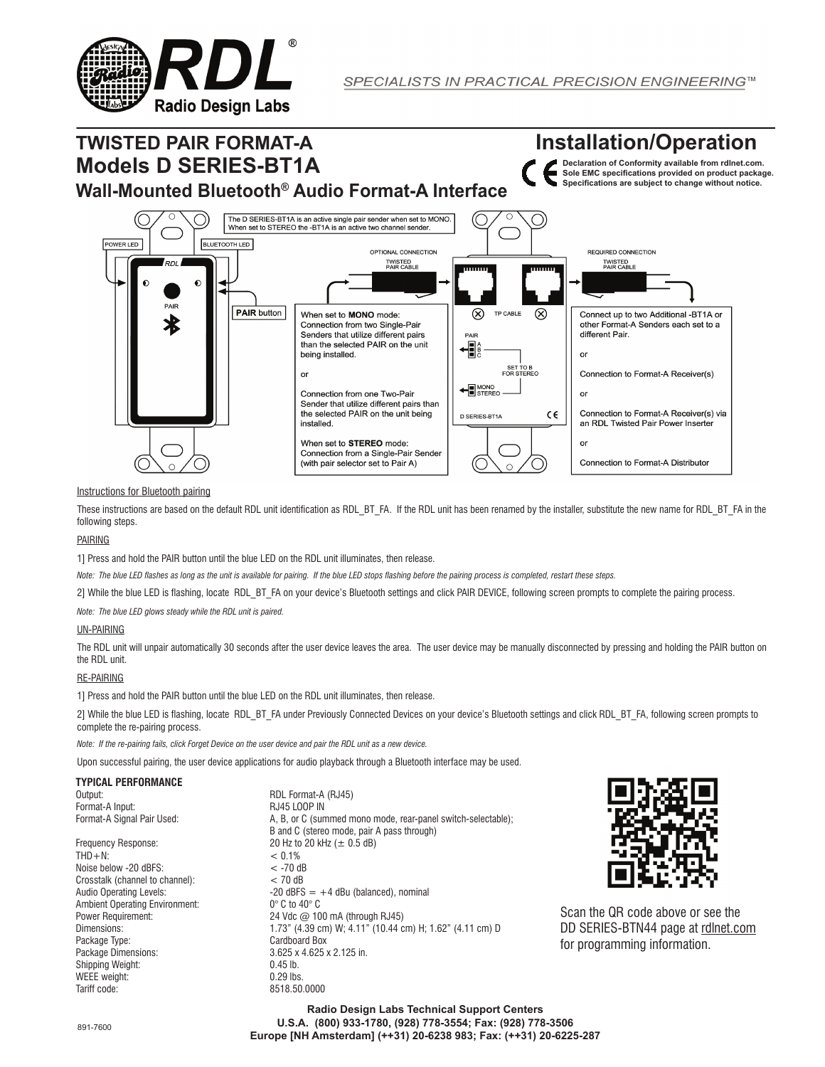RDL® Radio Design Labs

*SPECIALISTS IN PRACTICAL PRECISION ENGINEERING™*

# TWISTED PAIR FORMAT-A
# Models D SERIES-BT1A
## Wall-Mounted Bluetooth® Audio Format-A Interface

# Installation/Operation

**Declaration of Conformity available from rdlnet.com. Sole EMC specifications provided on product package. Specifications are subject to change without notice.**

The D SERIES-BT1A is an active single pair sender when set to MONO. When set to STEREO the -BT1A is an active two channel sender.

POWER LED

BLUETOOTH LED

PAIR button

OPTIONAL CONNECTION

TWISTED PAIR CABLE

When set to **MONO** mode:
Connection from two Single-Pair Senders that utilize different pairs than the selected PAIR on the unit being installed.

or

Connection from one Two-Pair Sender that utilize different pairs than the selected PAIR on the unit being installed.

When set to **STEREO** mode:
Connection from a Single-Pair Sender (with pair selector set to Pair A)

TP CABLE

PAIR A B C

SET TO B FOR STEREO

MONO STEREO

D SERIES-BT1A

REQUIRED CONNECTION

TWISTED PAIR CABLE

Connect up to two Additional -BT1A or other Format-A Senders each set to a different Pair.

or

Connection to Format-A Receiver(s)

or

Connection to Format-A Receiver(s) via an RDL Twisted Pair Power Inserter

or

Connection to Format-A Distributor

Instructions for Bluetooth pairing

These instructions are based on the default RDL unit identification as RDL_BT_FA. If the RDL unit has been renamed by the installer, substitute the new name for RDL_BT_FA in the following steps.

PAIRING

1] Press and hold the PAIR button until the blue LED on the RDL unit illuminates, then release.

*Note: The blue LED flashes as long as the unit is available for pairing. If the blue LED stops flashing before the pairing process is completed, restart these steps.*

2] While the blue LED is flashing, locate RDL_BT_FA on your device's Bluetooth settings and click PAIR DEVICE, following screen prompts to complete the pairing process.

*Note: The blue LED glows steady while the RDL unit is paired.*

UN-PAIRING

The RDL unit will unpair automatically 30 seconds after the user device leaves the area. The user device may be manually disconnected by pressing and holding the PAIR button on the RDL unit.

RE-PAIRING

1] Press and hold the PAIR button until the blue LED on the RDL unit illuminates, then release.

2] While the blue LED is flashing, locate RDL_BT_FA under Previously Connected Devices on your device's Bluetooth settings and click RDL_BT_FA, following screen prompts to complete the re-pairing process.

*Note: If the re-pairing fails, click Forget Device on the user device and pair the RDL unit as a new device.*

Upon successful pairing, the user device applications for audio playback through a Bluetooth interface may be used.

**TYPICAL PERFORMANCE**

| | |
|---|---|
| Output: | RDL Format-A (RJ45) |
| Format-A Input: | RJ45 LOOP IN |
| Format-A Signal Pair Used: | A, B, or C (summed mono mode, rear-panel switch-selectable); B and C (stereo mode, pair A pass through) |
| Frequency Response: | 20 Hz to 20 kHz (± 0.5 dB) |
| THD+N: | < 0.1% |
| Noise below -20 dBFS: | < -70 dB |
| Crosstalk (channel to channel): | < 70 dB |
| Audio Operating Levels: | -20 dBFS = +4 dBu (balanced), nominal |
| Ambient Operating Environment: | 0° C to 40° C |
| Power Requirement: | 24 Vdc @ 100 mA (through RJ45) |
| Dimensions: | 1.73" (4.39 cm) W; 4.11" (10.44 cm) H; 1.62" (4.11 cm) D |
| Package Type: | Cardboard Box |
| Package Dimensions: | 3.625 x 4.625 x 2.125 in. |
| Shipping Weight: | 0.45 lb. |
| WEEE weight: | 0.29 lbs. |
| Tariff code: | 8518.50.0000 |

Scan the QR code above or see the DD SERIES-BTN44 page at rdlnet.com for programming information.

891-7600

**Radio Design Labs Technical Support Centers**
**U.S.A. (800) 933-1780, (928) 778-3554; Fax: (928) 778-3506**
**Europe [NH Amsterdam] (++31) 20-6238 983; Fax: (++31) 20-6225-287**